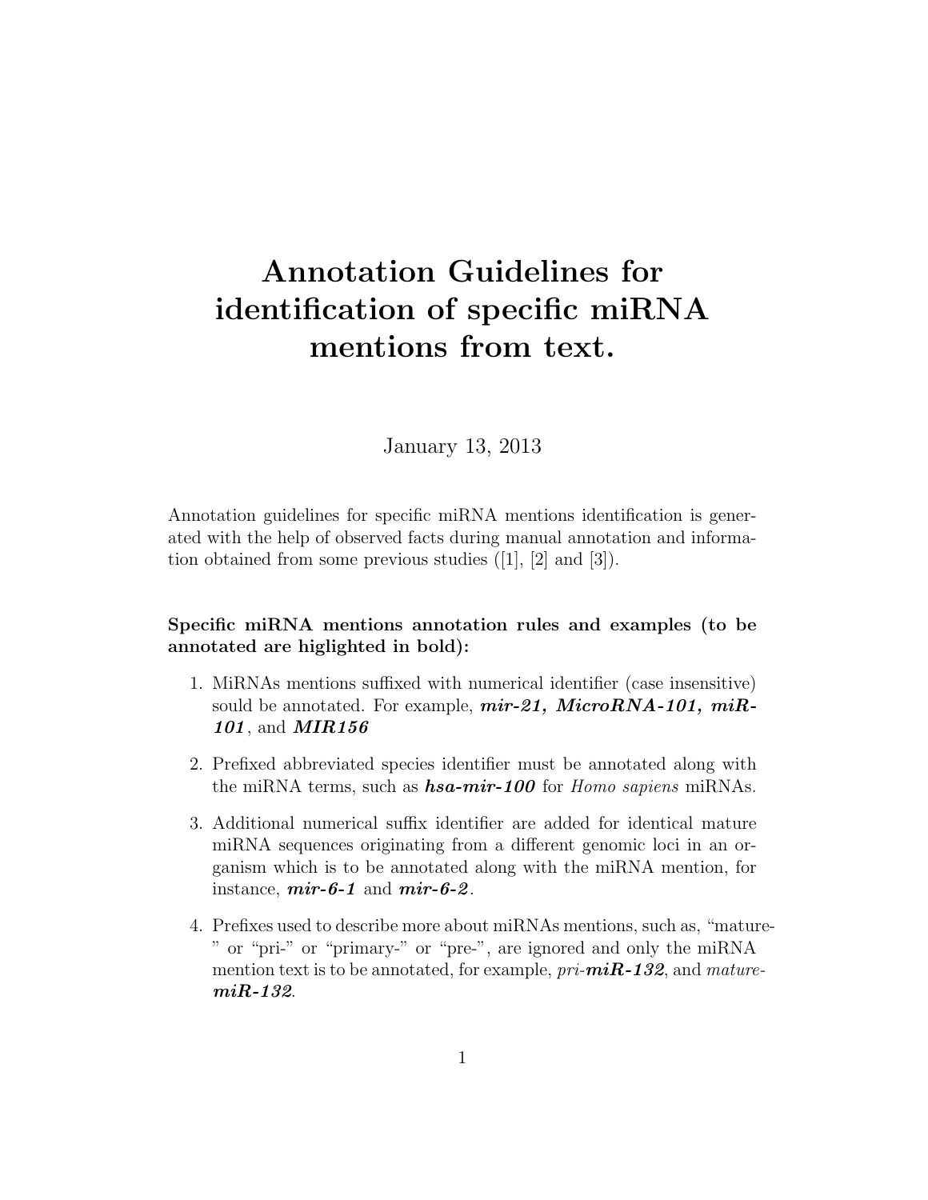# Annotation Guidelines for identification of specific miRNA mentions from text.

January 13, 2013

Annotation guidelines for specific miRNA mentions identification is generated with the help of observed facts during manual annotation and information obtained from some previous studies ([1], [2] and [3]).

**Specific miRNA mentions annotation rules and examples (to be annotated are higlighted in bold):**

1. MiRNAs mentions suffixed with numerical identifier (case insensitive) sould be annotated. For example, ***mir-21, MicroRNA-101, miR-101***, and ***MIR156***

2. Prefixed abbreviated species identifier must be annotated along with the miRNA terms, such as ***hsa-mir-100*** for *Homo sapiens* miRNAs.

3. Additional numerical suffix identifier are added for identical mature miRNA sequences originating from a different genomic loci in an organism which is to be annotated along with the miRNA mention, for instance, ***mir-6-1*** and ***mir-6-2***.

4. Prefixes used to describe more about miRNAs mentions, such as, "mature-" or "pri-" or "primary-" or "pre-", are ignored and only the miRNA mention text is to be annotated, for example, *pri-**miR-132***, and *mature-**miR-132***.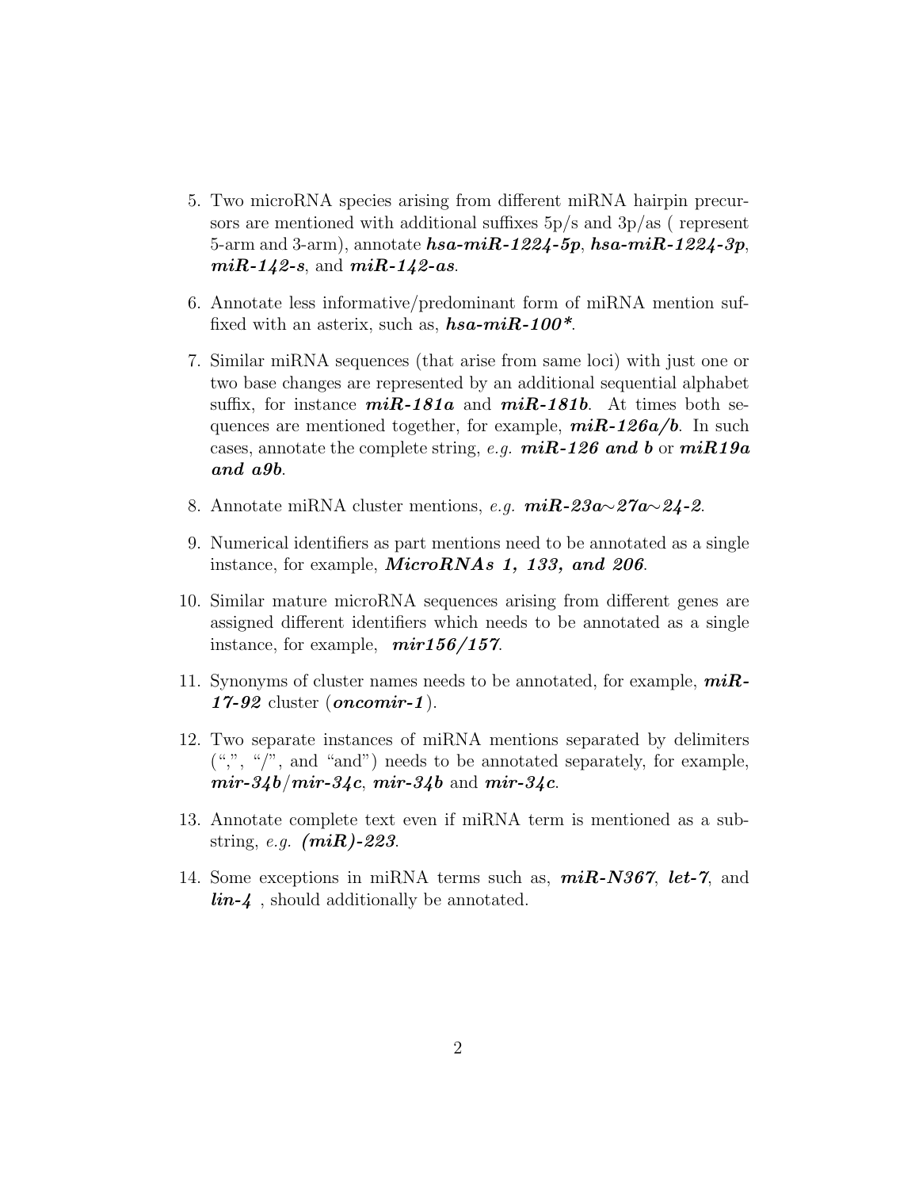5. Two microRNA species arising from different miRNA hairpin precursors are mentioned with additional suffixes 5p/s and 3p/as ( represent 5-arm and 3-arm), annotate ***hsa-miR-1224-5p***, ***hsa-miR-1224-3p***, ***miR-142-s***, and ***miR-142-as***.

6. Annotate less informative/predominant form of miRNA mention suffixed with an asterix, such as, ***hsa-miR-100****.

7. Similar miRNA sequences (that arise from same loci) with just one or two base changes are represented by an additional sequential alphabet suffix, for instance ***miR-181a*** and ***miR-181b***. At times both sequences are mentioned together, for example, ***miR-126a/b***. In such cases, annotate the complete string, *e.g.* ***miR-126 and b*** or ***miR19a and a9b***.

8. Annotate miRNA cluster mentions, *e.g.* ***miR-23a∼27a∼24-2***.

9. Numerical identifiers as part mentions need to be annotated as a single instance, for example, ***MicroRNAs 1, 133, and 206***.

10. Similar mature microRNA sequences arising from different genes are assigned different identifiers which needs to be annotated as a single instance, for example, ***mir156/157***.

11. Synonyms of cluster names needs to be annotated, for example, ***miR-17-92*** cluster (***oncomir-1***).

12. Two separate instances of miRNA mentions separated by delimiters (",", "/", and "and") needs to be annotated separately, for example, ***mir-34b***/***mir-34c***, ***mir-34b*** and ***mir-34c***.

13. Annotate complete text even if miRNA term is mentioned as a substring, *e.g.* ***(miR)-223***.

14. Some exceptions in miRNA terms such as, ***miR-N367***, ***let-7***, and ***lin-4*** , should additionally be annotated.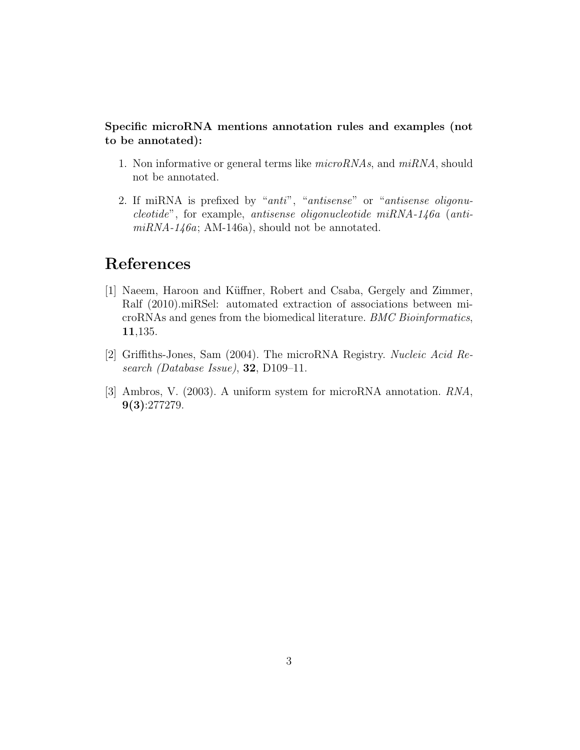**Specific microRNA mentions annotation rules and examples (not to be annotated):**

1. Non informative or general terms like *microRNAs*, and *miRNA*, should not be annotated.
2. If miRNA is prefixed by "*anti*", "*antisense*" or "*antisense oligonucleotide*", for example, *antisense oligonucleotide miRNA-146a* (*anti-miRNA-146a*; AM-146a), should not be annotated.

# References

[1] Naeem, Haroon and Küffner, Robert and Csaba, Gergely and Zimmer, Ralf (2010).miRSel: automated extraction of associations between microRNAs and genes from the biomedical literature. *BMC Bioinformatics*, **11**,135.

[2] Griffiths-Jones, Sam (2004). The microRNA Registry. *Nucleic Acid Research (Database Issue)*, **32**, D109–11.

[3] Ambros, V. (2003). A uniform system for microRNA annotation. *RNA*, **9(3)**:277279.